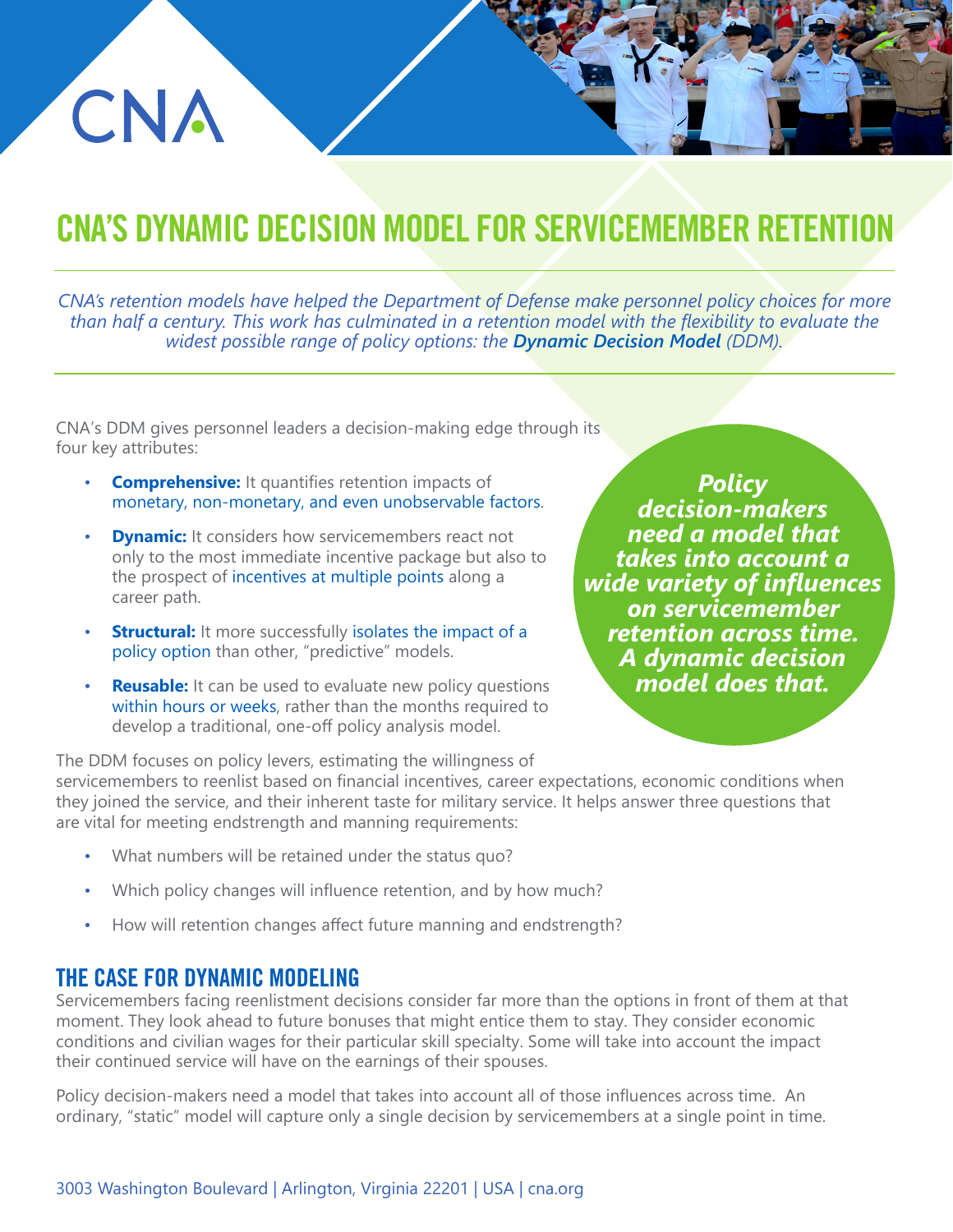CNA

# CNA'S DYNAMIC DECISION MODEL FOR SERVICEMEMBER RETENTION

*CNA's retention models have helped the Department of Defense make personnel policy choices for more than half a century. This work has culminated in a retention model with the flexibility to evaluate the widest possible range of policy options: the **Dynamic Decision Model** (DDM).*

CNA's DDM gives personnel leaders a decision-making edge through its four key attributes:

- **Comprehensive:** It quantifies retention impacts of monetary, non-monetary, and even unobservable factors.
- **Dynamic:** It considers how servicemembers react not only to the most immediate incentive package but also to the prospect of incentives at multiple points along a career path.
- **Structural:** It more successfully isolates the impact of a policy option than other, "predictive" models.
- **Reusable:** It can be used to evaluate new policy questions within hours or weeks, rather than the months required to develop a traditional, one-off policy analysis model.

***Policy decision-makers need a model that takes into account a wide variety of influences on servicemember retention across time. A dynamic decision model does that.***

The DDM focuses on policy levers, estimating the willingness of servicemembers to reenlist based on financial incentives, career expectations, economic conditions when they joined the service, and their inherent taste for military service. It helps answer three questions that are vital for meeting endstrength and manning requirements:

- What numbers will be retained under the status quo?
- Which policy changes will influence retention, and by how much?
- How will retention changes affect future manning and endstrength?

## THE CASE FOR DYNAMIC MODELING

Servicemembers facing reenlistment decisions consider far more than the options in front of them at that moment. They look ahead to future bonuses that might entice them to stay. They consider economic conditions and civilian wages for their particular skill specialty. Some will take into account the impact their continued service will have on the earnings of their spouses.

Policy decision-makers need a model that takes into account all of those influences across time. An ordinary, "static" model will capture only a single decision by servicemembers at a single point in time.

3003 Washington Boulevard | Arlington, Virginia 22201 | USA | cna.org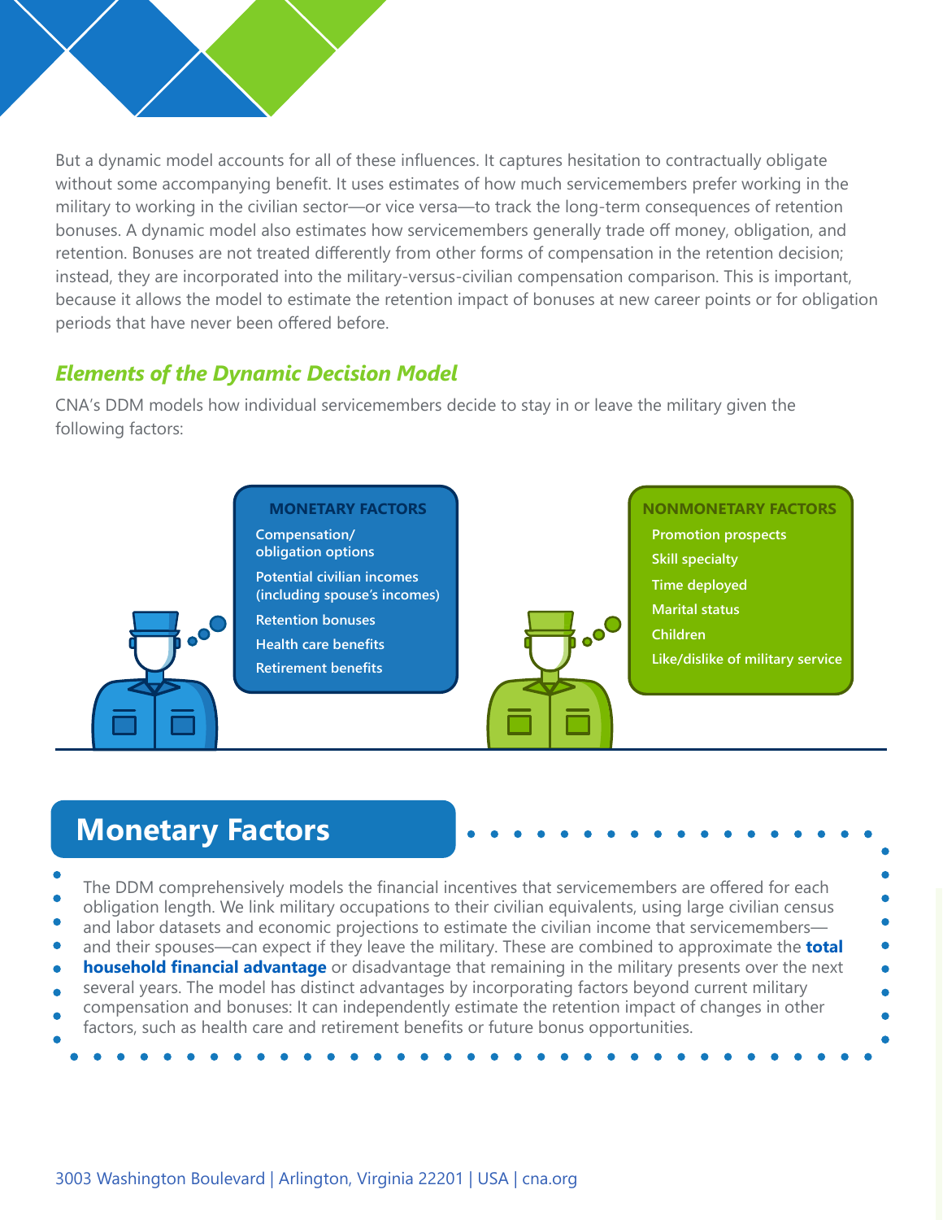But a dynamic model accounts for all of these influences. It captures hesitation to contractually obligate without some accompanying benefit. It uses estimates of how much servicemembers prefer working in the military to working in the civilian sector—or vice versa—to track the long-term consequences of retention bonuses. A dynamic model also estimates how servicemembers generally trade off money, obligation, and retention. Bonuses are not treated differently from other forms of compensation in the retention decision; instead, they are incorporated into the military-versus-civilian compensation comparison. This is important, because it allows the model to estimate the retention impact of bonuses at new career points or for obligation periods that have never been offered before.

### *Elements of the Dynamic Decision Model*

CNA's DDM models how individual servicemembers decide to stay in or leave the military given the following factors:

**MONETARY FACTORS**

- Compensation/obligation options
- Potential civilian incomes (including spouse's incomes)
- Retention bonuses
- Health care benefits
- Retirement benefits

**NONMONETARY FACTORS**

- Promotion prospects
- Skill specialty
- Time deployed
- Marital status
- Children
- Like/dislike of military service

## Monetary Factors

The DDM comprehensively models the financial incentives that servicemembers are offered for each obligation length. We link military occupations to their civilian equivalents, using large civilian census and labor datasets and economic projections to estimate the civilian income that servicemembers—and their spouses—can expect if they leave the military. These are combined to approximate the **total household financial advantage** or disadvantage that remaining in the military presents over the next several years. The model has distinct advantages by incorporating factors beyond current military compensation and bonuses: It can independently estimate the retention impact of changes in other factors, such as health care and retirement benefits or future bonus opportunities.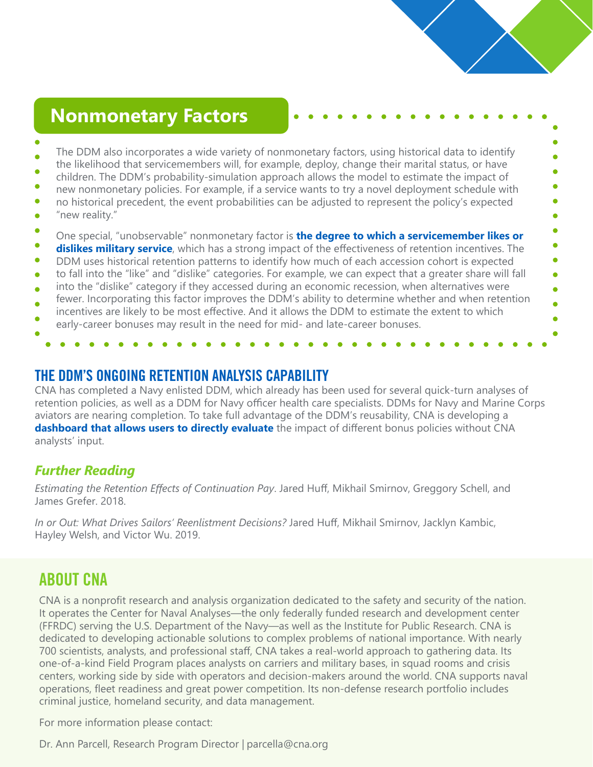## Nonmonetary Factors

The DDM also incorporates a wide variety of nonmonetary factors, using historical data to identify the likelihood that servicemembers will, for example, deploy, change their marital status, or have children. The DDM's probability-simulation approach allows the model to estimate the impact of new nonmonetary policies. For example, if a service wants to try a novel deployment schedule with no historical precedent, the event probabilities can be adjusted to represent the policy's expected "new reality."

One special, "unobservable" nonmonetary factor is **the degree to which a servicemember likes or dislikes military service**, which has a strong impact of the effectiveness of retention incentives. The DDM uses historical retention patterns to identify how much of each accession cohort is expected to fall into the "like" and "dislike" categories. For example, we can expect that a greater share will fall into the "dislike" category if they accessed during an economic recession, when alternatives were fewer. Incorporating this factor improves the DDM's ability to determine whether and when retention incentives are likely to be most effective. And it allows the DDM to estimate the extent to which early-career bonuses may result in the need for mid- and late-career bonuses.

## THE DDM'S ONGOING RETENTION ANALYSIS CAPABILITY

CNA has completed a Navy enlisted DDM, which already has been used for several quick-turn analyses of retention policies, as well as a DDM for Navy officer health care specialists. DDMs for Navy and Marine Corps aviators are nearing completion. To take full advantage of the DDM's reusability, CNA is developing a **dashboard that allows users to directly evaluate** the impact of different bonus policies without CNA analysts' input.

### *Further Reading*

*Estimating the Retention Effects of Continuation Pay*. Jared Huff, Mikhail Smirnov, Greggory Schell, and James Grefer. 2018.

*In or Out: What Drives Sailors' Reenlistment Decisions?* Jared Huff, Mikhail Smirnov, Jacklyn Kambic, Hayley Welsh, and Victor Wu. 2019.

## ABOUT CNA

CNA is a nonprofit research and analysis organization dedicated to the safety and security of the nation. It operates the Center for Naval Analyses—the only federally funded research and development center (FFRDC) serving the U.S. Department of the Navy—as well as the Institute for Public Research. CNA is dedicated to developing actionable solutions to complex problems of national importance. With nearly 700 scientists, analysts, and professional staff, CNA takes a real-world approach to gathering data. Its one-of-a-kind Field Program places analysts on carriers and military bases, in squad rooms and crisis centers, working side by side with operators and decision-makers around the world. CNA supports naval operations, fleet readiness and great power competition. Its non-defense research portfolio includes criminal justice, homeland security, and data management.

For more information please contact:

Dr. Ann Parcell, Research Program Director | parcella@cna.org